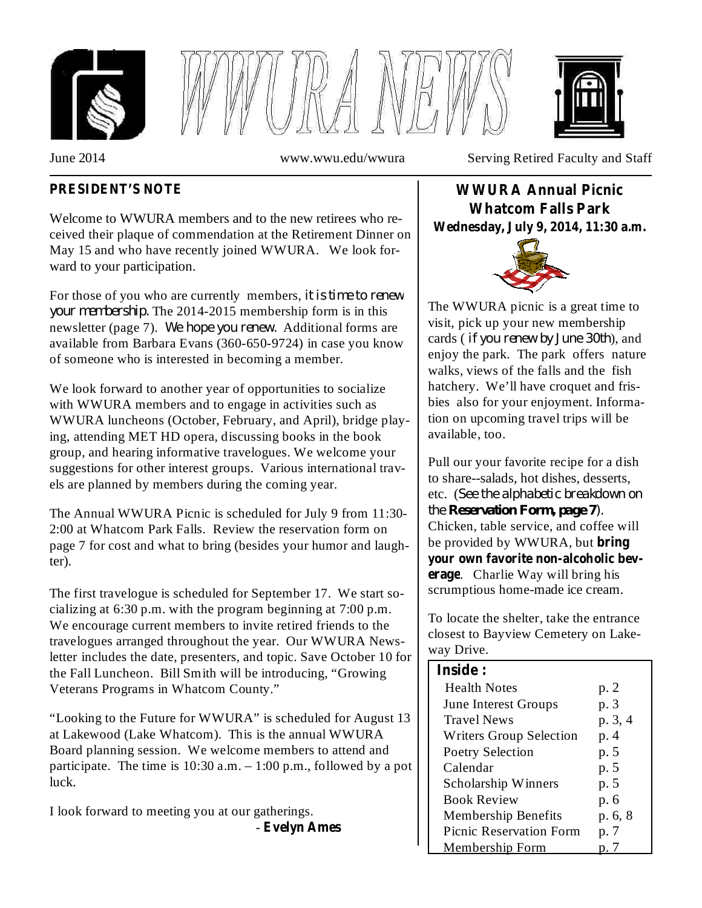# WWURA NEWS

June 2014 www.wwu.edu/wwura Serving Retired Faculty and Staff

## PRESIDENT'S NOTE

Welcome to WWURA members and to the new retirees who received their plaque of commendation at the Retirement Dinner on May 15 and who have recently joined WWURA. We look forward to your participation.

For those of you who are currently members, *it is time to renew your membership.* The 2014-2015 membership form is in this newsletter (page 7). *We hope you renew.* Additional forms are available from Barbara Evans (360-650-9724) in case you know of someone who is interested in becoming a member.

We look forward to another year of opportunities to socialize with WWURA members and to engage in activities such as WWURA luncheons (October, February, and April), bridge playing, attending MET HD opera, discussing books in the book group, and hearing informative travelogues. We welcome your suggestions for other interest groups. Various international travels are planned by members during the coming year.

The Annual WWURA Picnic is scheduled for July 9 from 11:30-2:00 at Whatcom Park Falls. Review the reservation form on page 7 for cost and what to bring (besides your humor and laughter).

The first travelogue is scheduled for September 17. We start socializing at 6:30 p.m. with the program beginning at 7:00 p.m. We encourage current members to invite retired friends to the travelogues arranged throughout the year. Our WWURA Newsletter includes the date, presenters, and topic. Save October 10 for the Fall Luncheon. Bill Smith will be introducing, "Growing Veterans Programs in Whatcom County."

"Looking to the Future for WWURA" is scheduled for August 13 at Lakewood (Lake Whatcom). This is the annual WWURA Board planning session. We welcome members to attend and participate. The time is 10:30 a.m. – 1:00 p.m., followed by a pot luck.

I look forward to meeting you at our gatherings.

- **Evelyn Ames**

## WWURA Annual Picnic
## Whatcom Falls Park
**Wednesday, July 9, 2014, 11:30 a.m.**

The WWURA picnic is a great time to visit, pick up your new membership cards ( *if you renew by June 30th*), and enjoy the park. The park offers nature walks, views of the falls and the fish hatchery. We'll have croquet and frisbies also for your enjoyment. Information on upcoming travel trips will be available, too.

Pull our your favorite recipe for a dish to share--salads, hot dishes, desserts, etc. (*See the alphabetic breakdown on the* ***Reservation Form, page 7***). Chicken, table service, and coffee will be provided by WWURA, but **bring your own favorite non-alcoholic beverage**. Charlie Way will bring his scrumptious home-made ice cream.

To locate the shelter, take the entrance closest to Bayview Cemetery on Lakeway Drive.

**Inside :**

| | |
|---|---|
| Health Notes | p. 2 |
| June Interest Groups | p. 3 |
| Travel News | p. 3, 4 |
| Writers Group Selection | p. 4 |
| Poetry Selection | p. 5 |
| Calendar | p. 5 |
| Scholarship Winners | p. 5 |
| Book Review | p. 6 |
| Membership Benefits | p. 6, 8 |
| Picnic Reservation Form | p. 7 |
| Membership Form | p. 7 |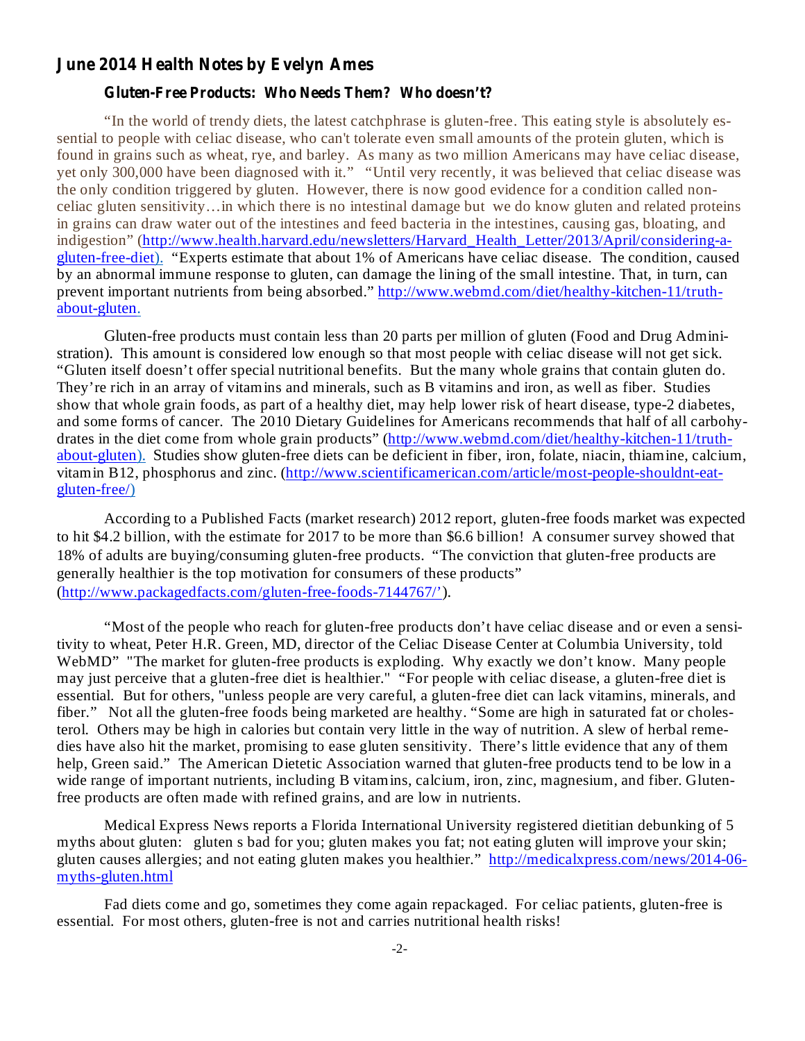## June 2014 Health Notes by Evelyn Ames

### Gluten-Free Products: Who Needs Them? Who doesn't?

"In the world of trendy diets, the latest catchphrase is gluten-free. This eating style is absolutely essential to people with celiac disease, who can't tolerate even small amounts of the protein gluten, which is found in grains such as wheat, rye, and barley. As many as two million Americans may have celiac disease, yet only 300,000 have been diagnosed with it." "Until very recently, it was believed that celiac disease was the only condition triggered by gluten. However, there is now good evidence for a condition called non-celiac gluten sensitivity…in which there is no intestinal damage but we do know gluten and related proteins in grains can draw water out of the intestines and feed bacteria in the intestines, causing gas, bloating, and indigestion" (http://www.health.harvard.edu/newsletters/Harvard_Health_Letter/2013/April/considering-a-gluten-free-diet). "Experts estimate that about 1% of Americans have celiac disease. The condition, caused by an abnormal immune response to gluten, can damage the lining of the small intestine. That, in turn, can prevent important nutrients from being absorbed." http://www.webmd.com/diet/healthy-kitchen-11/truth-about-gluten.

Gluten-free products must contain less than 20 parts per million of gluten (Food and Drug Administration). This amount is considered low enough so that most people with celiac disease will not get sick. "Gluten itself doesn't offer special nutritional benefits. But the many whole grains that contain gluten do. They're rich in an array of vitamins and minerals, such as B vitamins and iron, as well as fiber. Studies show that whole grain foods, as part of a healthy diet, may help lower risk of heart disease, type-2 diabetes, and some forms of cancer. The 2010 Dietary Guidelines for Americans recommends that half of all carbohydrates in the diet come from whole grain products" (http://www.webmd.com/diet/healthy-kitchen-11/truth-about-gluten). Studies show gluten-free diets can be deficient in fiber, iron, folate, niacin, thiamine, calcium, vitamin B12, phosphorus and zinc. (http://www.scientificamerican.com/article/most-people-shouldnt-eat-gluten-free/)

According to a Published Facts (market research) 2012 report, gluten-free foods market was expected to hit $4.2 billion, with the estimate for 2017 to be more than $6.6 billion! A consumer survey showed that 18% of adults are buying/consuming gluten-free products. "The conviction that gluten-free products are generally healthier is the top motivation for consumers of these products" (http://www.packagedfacts.com/gluten-free-foods-7144767/').

"Most of the people who reach for gluten-free products don't have celiac disease and or even a sensitivity to wheat, Peter H.R. Green, MD, director of the Celiac Disease Center at Columbia University, told WebMD" "The market for gluten-free products is exploding. Why exactly we don't know. Many people may just perceive that a gluten-free diet is healthier." "For people with celiac disease, a gluten-free diet is essential. But for others, "unless people are very careful, a gluten-free diet can lack vitamins, minerals, and fiber." Not all the gluten-free foods being marketed are healthy. "Some are high in saturated fat or cholesterol. Others may be high in calories but contain very little in the way of nutrition. A slew of herbal remedies have also hit the market, promising to ease gluten sensitivity. There's little evidence that any of them help, Green said." The American Dietetic Association warned that gluten-free products tend to be low in a wide range of important nutrients, including B vitamins, calcium, iron, zinc, magnesium, and fiber. Gluten-free products are often made with refined grains, and are low in nutrients.

Medical Express News reports a Florida International University registered dietitian debunking of 5 myths about gluten: gluten s bad for you; gluten makes you fat; not eating gluten will improve your skin; gluten causes allergies; and not eating gluten makes you healthier." http://medicalxpress.com/news/2014-06-myths-gluten.html

Fad diets come and go, sometimes they come again repackaged. For celiac patients, gluten-free is essential. For most others, gluten-free is not and carries nutritional health risks!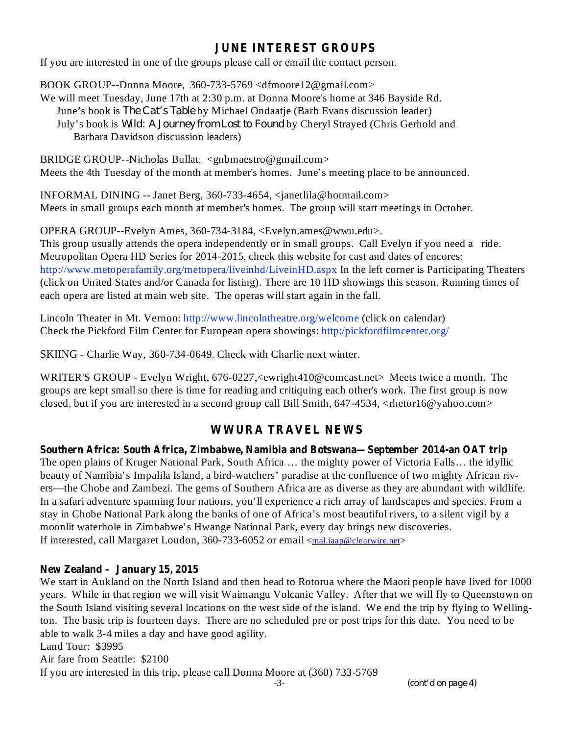## JUNE INTEREST GROUPS

If you are interested in one of the groups please call or email the contact person.

BOOK GROUP--Donna Moore, 360-733-5769 <dfmoore12@gmail.com>
We will meet Tuesday, June 17th at 2:30 p.m. at Donna Moore's home at 346 Bayside Rd.
June's book is *The Cat's Table* by Michael Ondaatje (Barb Evans discussion leader)
July's book is *Wild: A Journey from Lost to Found* by Cheryl Strayed (Chris Gerhold and Barbara Davidson discussion leaders)

BRIDGE GROUP--Nicholas Bullat, <gnbmaestro@gmail.com>
Meets the 4th Tuesday of the month at member's homes. June's meeting place to be announced.

INFORMAL DINING -- Janet Berg, 360-733-4654, <janetlila@hotmail.com>
Meets in small groups each month at member's homes. The group will start meetings in October.

OPERA GROUP--Evelyn Ames, 360-734-3184, <Evelyn.ames@wwu.edu>.
This group usually attends the opera independently or in small groups. Call Evelyn if you need a ride. Metropolitan Opera HD Series for 2014-2015, check this website for cast and dates of encores: http://www.metoperafamily.org/metopera/liveinhd/LiveinHD.aspx In the left corner is Participating Theaters (click on United States and/or Canada for listing). There are 10 HD showings this season. Running times of each opera are listed at main web site. The operas will start again in the fall.

Lincoln Theater in Mt. Vernon: http://www.lincolntheatre.org/welcome (click on calendar)
Check the Pickford Film Center for European opera showings: http:/pickfordfilmcenter.org/

SKIING - Charlie Way, 360-734-0649. Check with Charlie next winter.

WRITER'S GROUP - Evelyn Wright, 676-0227,<ewright410@comcast.net> Meets twice a month. The groups are kept small so there is time for reading and critiquing each other's work. The first group is now closed, but if you are interested in a second group call Bill Smith, 647-4534, <rhetor16@yahoo.com>

## WWURA TRAVEL NEWS

**Southern Africa: South Africa, Zimbabwe, Namibia and Botswana—September 2014-an OAT trip**
The open plains of Kruger National Park, South Africa … the mighty power of Victoria Falls… the idyllic beauty of Namibia's Impalila Island, a bird-watchers' paradise at the confluence of two mighty African rivers—the Chobe and Zambezi. The gems of Southern Africa are as diverse as they are abundant with wildlife. In a safari adventure spanning four nations, you'll experience a rich array of landscapes and species. From a stay in Chobe National Park along the banks of one of Africa's most beautiful rivers, to a silent vigil by a moonlit waterhole in Zimbabwe's Hwange National Park, every day brings new discoveries.
If interested, call Margaret Loudon, 360-733-6052 or email <mal.iaap@clearwire.net>

**New Zealand – January 15, 2015**
We start in Aukland on the North Island and then head to Rotorua where the Maori people have lived for 1000 years. While in that region we will visit Waimangu Volcanic Valley. After that we will fly to Queenstown on the South Island visiting several locations on the west side of the island. We end the trip by flying to Wellington. The basic trip is fourteen days. There are no scheduled pre or post trips for this date. You need to be able to walk 3-4 miles a day and have good agility.
Land Tour: $3995
Air fare from Seattle: $2100
If you are interested in this trip, please call Donna Moore at (360) 733-5769

(cont'd on page 4)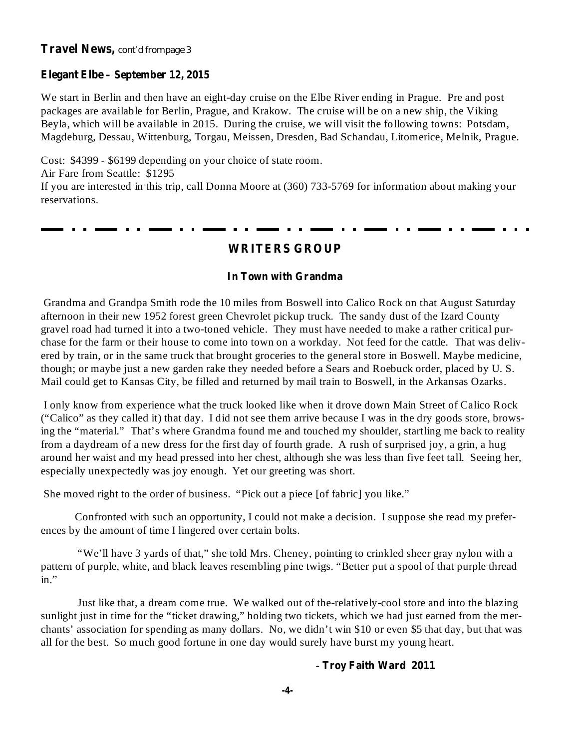**Travel News,** *cont'd from page 3*

**Elegant Elbe – September 12, 2015**

We start in Berlin and then have an eight-day cruise on the Elbe River ending in Prague. Pre and post packages are available for Berlin, Prague, and Krakow. The cruise will be on a new ship, the Viking Beyla, which will be available in 2015. During the cruise, we will visit the following towns: Potsdam, Magdeburg, Dessau, Wittenburg, Torgau, Meissen, Dresden, Bad Schandau, Litomerice, Melnik, Prague.

Cost: $4399 - $6199 depending on your choice of state room.
Air Fare from Seattle: $1295
If you are interested in this trip, call Donna Moore at (360) 733-5769 for information about making your reservations.

---

## WRITERS GROUP

### In Town with Grandma

Grandma and Grandpa Smith rode the 10 miles from Boswell into Calico Rock on that August Saturday afternoon in their new 1952 forest green Chevrolet pickup truck. The sandy dust of the Izard County gravel road had turned it into a two-toned vehicle. They must have needed to make a rather critical purchase for the farm or their house to come into town on a workday. Not feed for the cattle. That was delivered by train, or in the same truck that brought groceries to the general store in Boswell. Maybe medicine, though; or maybe just a new garden rake they needed before a Sears and Roebuck order, placed by U. S. Mail could get to Kansas City, be filled and returned by mail train to Boswell, in the Arkansas Ozarks.

I only know from experience what the truck looked like when it drove down Main Street of Calico Rock ("Calico" as they called it) that day. I did not see them arrive because I was in the dry goods store, browsing the "material." That's where Grandma found me and touched my shoulder, startling me back to reality from a daydream of a new dress for the first day of fourth grade. A rush of surprised joy, a grin, a hug around her waist and my head pressed into her chest, although she was less than five feet tall. Seeing her, especially unexpectedly was joy enough. Yet our greeting was short.

She moved right to the order of business. "Pick out a piece [of fabric] you like."

Confronted with such an opportunity, I could not make a decision. I suppose she read my preferences by the amount of time I lingered over certain bolts.

"We'll have 3 yards of that," she told Mrs. Cheney, pointing to crinkled sheer gray nylon with a pattern of purple, white, and black leaves resembling pine twigs. "Better put a spool of that purple thread in."

Just like that, a dream come true. We walked out of the-relatively-cool store and into the blazing sunlight just in time for the "ticket drawing," holding two tickets, which we had just earned from the merchants' association for spending as many dollars. No, we didn't win $10 or even $5 that day, but that was all for the best. So much good fortune in one day would surely have burst my young heart.

- **Troy Faith Ward 2011**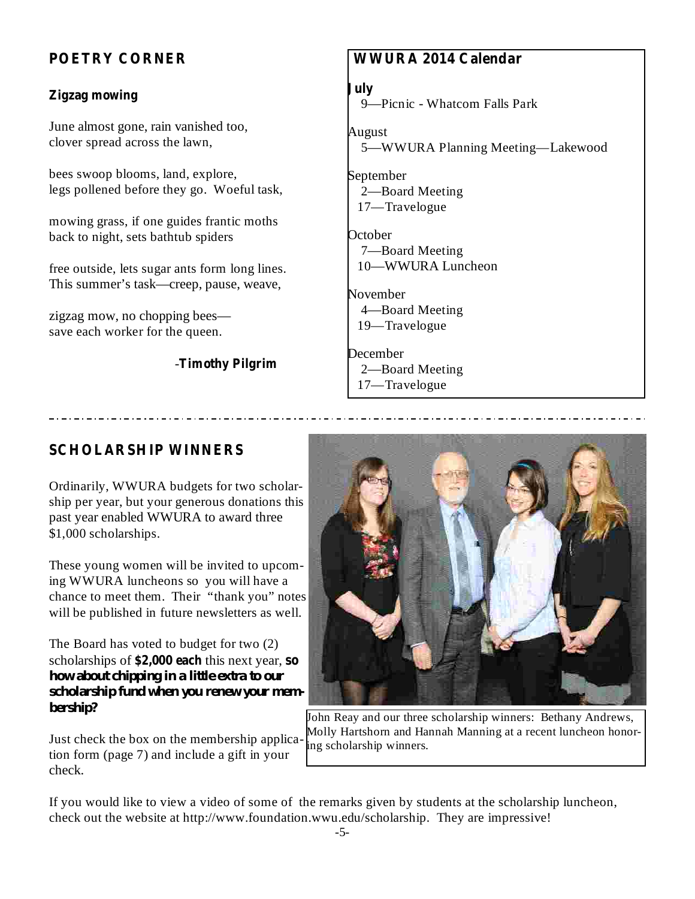## POETRY CORNER

### Zigzag mowing

June almost gone, rain vanished too,
clover spread across the lawn,

bees swoop blooms, land, explore,
legs pollened before they go. Woeful task,

mowing grass, if one guides frantic moths
back to night, sets bathtub spiders

free outside, lets sugar ants form long lines.
This summer's task—creep, pause, weave,

zigzag mow, no chopping bees—
save each worker for the queen.

-**Timothy Pilgrim**

## WWURA 2014 Calendar

**July**
9—Picnic - Whatcom Falls Park

August
5—WWURA Planning Meeting—Lakewood

September
2—Board Meeting
17—Travelogue

October
7—Board Meeting
10—WWURA Luncheon

November
4—Board Meeting
19—Travelogue

December
2—Board Meeting
17—Travelogue

---

## SCHOLARSHIP WINNERS

Ordinarily, WWURA budgets for two scholarship per year, but your generous donations this past year enabled WWURA to award three $1,000 scholarships.

These young women will be invited to upcoming WWURA luncheons so you will have a chance to meet them. Their "thank you" notes will be published in future newsletters as well.

The Board has voted to budget for two (2) scholarships of **$2,000 each** this next year, **so how about chipping in a little extra to our scholarship fund when you renew your membership?**

Just check the box on the membership application form (page 7) and include a gift in your check.

John Reay and our three scholarship winners: Bethany Andrews, Molly Hartshorn and Hannah Manning at a recent luncheon honoring scholarship winners.

If you would like to view a video of some of the remarks given by students at the scholarship luncheon, check out the website at http://www.foundation.wwu.edu/scholarship. They are impressive!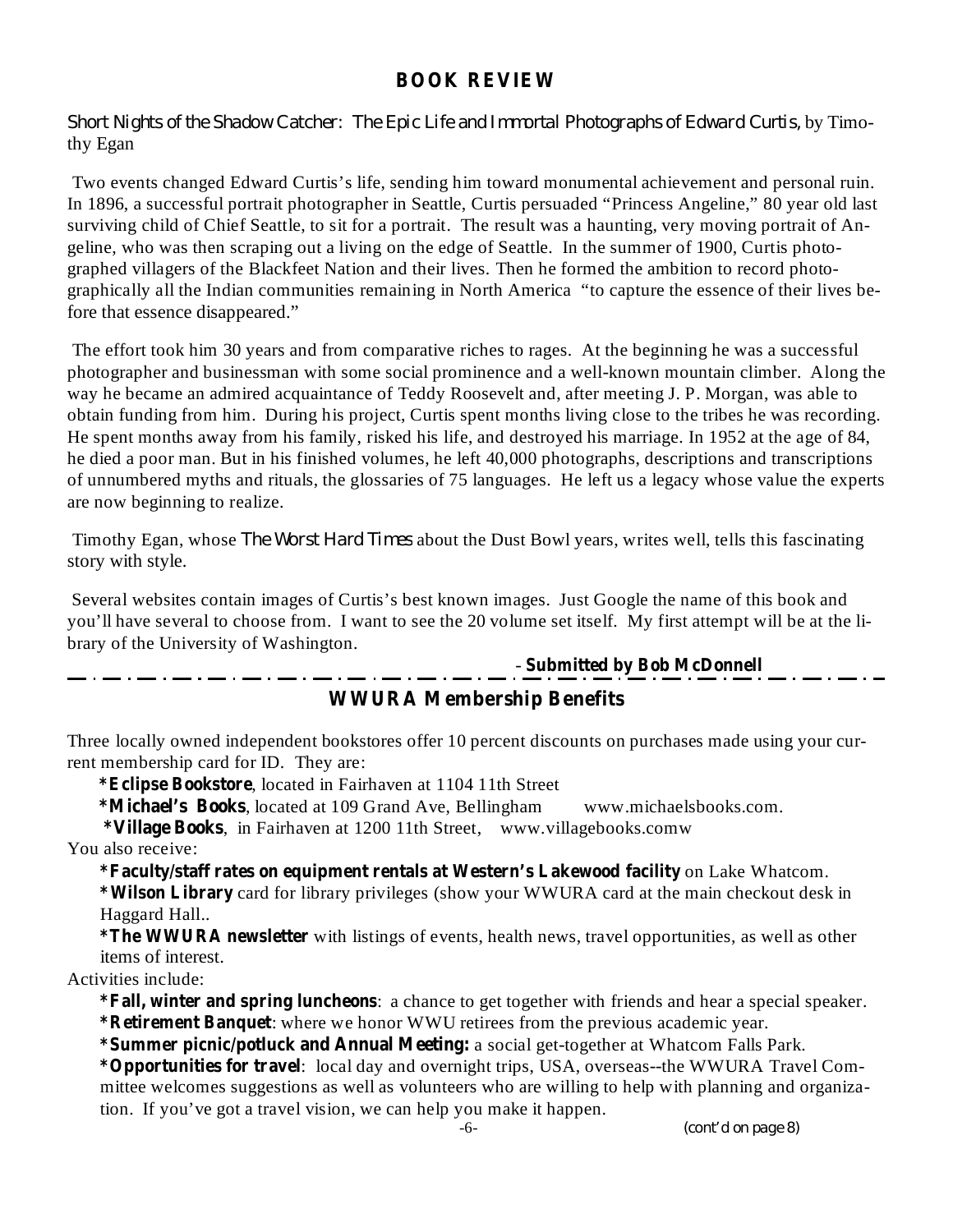## BOOK REVIEW

*Short Nights of the Shadow Catcher: The Epic Life and Immortal Photographs of Edward Curtis,* by Timothy Egan

Two events changed Edward Curtis's life, sending him toward monumental achievement and personal ruin. In 1896, a successful portrait photographer in Seattle, Curtis persuaded "Princess Angeline," 80 year old last surviving child of Chief Seattle, to sit for a portrait. The result was a haunting, very moving portrait of Angeline, who was then scraping out a living on the edge of Seattle. In the summer of 1900, Curtis photographed villagers of the Blackfeet Nation and their lives. Then he formed the ambition to record photographically all the Indian communities remaining in North America "to capture the essence of their lives before that essence disappeared."

The effort took him 30 years and from comparative riches to rages. At the beginning he was a successful photographer and businessman with some social prominence and a well-known mountain climber. Along the way he became an admired acquaintance of Teddy Roosevelt and, after meeting J. P. Morgan, was able to obtain funding from him. During his project, Curtis spent months living close to the tribes he was recording. He spent months away from his family, risked his life, and destroyed his marriage. In 1952 at the age of 84, he died a poor man. But in his finished volumes, he left 40,000 photographs, descriptions and transcriptions of unnumbered myths and rituals, the glossaries of 75 languages. He left us a legacy whose value the experts are now beginning to realize.

Timothy Egan, whose *The Worst Hard Times* about the Dust Bowl years, writes well, tells this fascinating story with style.

Several websites contain images of Curtis's best known images. Just Google the name of this book and you'll have several to choose from. I want to see the 20 volume set itself. My first attempt will be at the library of the University of Washington.

- **Submitted by Bob McDonnell**

## WWURA Membership Benefits

Three locally owned independent bookstores offer 10 percent discounts on purchases made using your current membership card for ID. They are:

*__Eclipse Bookstore__, located in Fairhaven at 1104 11th Street

*__Michael's Books__, located at 109 Grand Ave, Bellingham www.michaelsbooks.com.

*__Village Books__, in Fairhaven at 1200 11th Street, www.villagebooks.comw

You also receive:

*__Faculty/staff rates on equipment rentals at Western's Lakewood facility__ on Lake Whatcom.

*__Wilson Library__ card for library privileges (show your WWURA card at the main checkout desk in Haggard Hall..

*__The WWURA newsletter__ with listings of events, health news, travel opportunities, as well as other items of interest.

Activities include:

*__Fall, winter and spring luncheons__: a chance to get together with friends and hear a special speaker.

*__Retirement Banquet__: where we honor WWU retirees from the previous academic year.

*__Summer picnic/potluck and Annual Meeting:__ a social get-together at Whatcom Falls Park.

*__Opportunities for travel__: local day and overnight trips, USA, overseas--the WWURA Travel Committee welcomes suggestions as well as volunteers who are willing to help with planning and organization. If you've got a travel vision, we can help you make it happen.

(cont'd on page 8)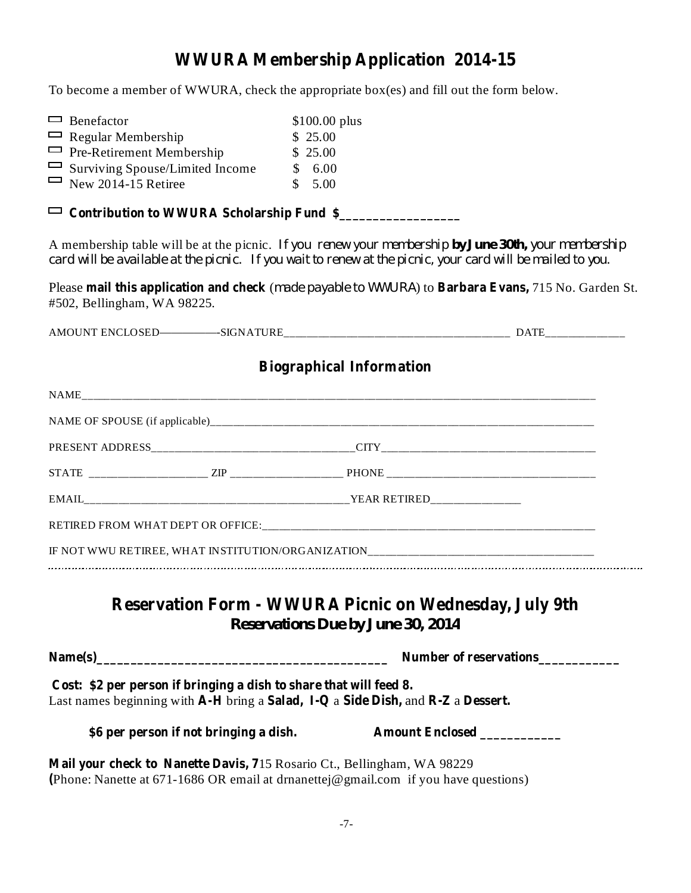# WWURA Membership Application 2014-15

To become a member of WWURA, check the appropriate box(es) and fill out the form below.

| | |
|---|---|
| ☐ Benefactor | $100.00 plus |
| ☐ Regular Membership | $ 25.00 |
| ☐ Pre-Retirement Membership | $ 25.00 |
| ☐ Surviving Spouse/Limited Income | $ 6.00 |
| ☐ New 2014-15 Retiree | $ 5.00 |

☐ **Contribution to WWURA Scholarship Fund $__________________**

A membership table will be at the picnic. *If you renew your membership* ***by June 30th,*** *your membership card will be available at the picnic. If you wait to renew at the picnic, your card will be mailed to you.*

Please **mail this application and check** *(made payable to WWURA)* to **Barbara Evans,** 715 No. Garden St. #502, Bellingham, WA 98225.

AMOUNT ENCLOSED———————SIGNATURE_______________________________________ DATE_____________

## Biographical Information

NAME_______________________________________________________________________________

NAME OF SPOUSE (if applicable)_________________________________________________________

PRESENT ADDRESS___________________________________CITY____________________________________

STATE ____________________ ZIP ___________________ PHONE ____________________________________

EMAIL_______________________________________________YEAR RETIRED________________

RETIRED FROM WHAT DEPT OR OFFICE:_______________________________________________________

IF NOT WWU RETIREE, WHAT INSTITUTION/ORGANIZATION______________________________________

---

## Reservation Form - WWURA Picnic on Wednesday, July 9th

### *Reservations Due by June 30, 2014*

**Name(s)____________________________________________ Number of reservations____________**

**Cost: $2 per person if bringing a dish to share that will feed 8.**
Last names beginning with **A-H** bring a **Salad, I-Q** a **Side Dish,** and **R-Z** a **Dessert.**

**$6 per person if not bringing a dish.** **Amount Enclosed ____________**

**Mail your check to Nanette Davis, 7**15 Rosario Ct., Bellingham, WA 98229
**(**Phone: Nanette at 671-1686 OR email at drnanettej@gmail.com if you have questions)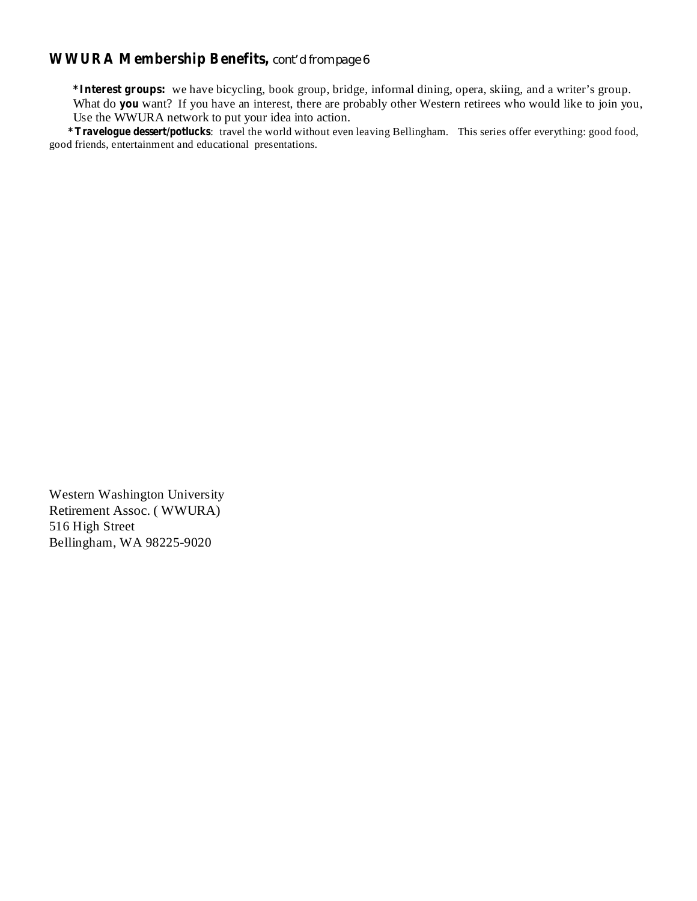## **WWURA Membership Benefits,** cont'd from page 6

**\*Interest groups:** we have bicycling, book group, bridge, informal dining, opera, skiing, and a writer's group. What do **you** want? If you have an interest, there are probably other Western retirees who would like to join you, Use the WWURA network to put your idea into action.

**\*Travelogue dessert/potlucks**: travel the world without even leaving Bellingham. This series offer everything: good food, good friends, entertainment and educational presentations.

Western Washington University
Retirement Assoc. ( WWURA)
516 High Street
Bellingham, WA 98225-9020